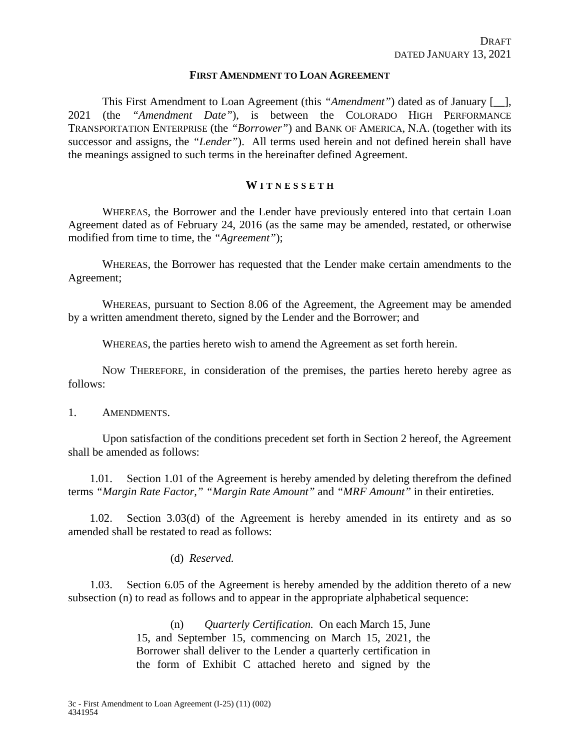DRAFT
DATED JANUARY 13, 2021

# FIRST AMENDMENT TO LOAN AGREEMENT

This First Amendment to Loan Agreement (this *"Amendment"*) dated as of January [__], 2021 (the *"Amendment Date"*), is between the COLORADO HIGH PERFORMANCE TRANSPORTATION ENTERPRISE (the *"Borrower"*) and BANK OF AMERICA, N.A. (together with its successor and assigns, the *"Lender"*). All terms used herein and not defined herein shall have the meanings assigned to such terms in the hereinafter defined Agreement.

## WITNESSETH

WHEREAS, the Borrower and the Lender have previously entered into that certain Loan Agreement dated as of February 24, 2016 (as the same may be amended, restated, or otherwise modified from time to time, the *"Agreement"*);

WHEREAS, the Borrower has requested that the Lender make certain amendments to the Agreement;

WHEREAS, pursuant to Section 8.06 of the Agreement, the Agreement may be amended by a written amendment thereto, signed by the Lender and the Borrower; and

WHEREAS, the parties hereto wish to amend the Agreement as set forth herein.

NOW THEREFORE, in consideration of the premises, the parties hereto hereby agree as follows:

1. AMENDMENTS.

Upon satisfaction of the conditions precedent set forth in Section 2 hereof, the Agreement shall be amended as follows:

1.01. Section 1.01 of the Agreement is hereby amended by deleting therefrom the defined terms *"Margin Rate Factor," "Margin Rate Amount"* and *"MRF Amount"* in their entireties.

1.02. Section 3.03(d) of the Agreement is hereby amended in its entirety and as so amended shall be restated to read as follows:

> (d) *Reserved.*

1.03. Section 6.05 of the Agreement is hereby amended by the addition thereto of a new subsection (n) to read as follows and to appear in the appropriate alphabetical sequence:

> (n) *Quarterly Certification.* On each March 15, June 15, and September 15, commencing on March 15, 2021, the Borrower shall deliver to the Lender a quarterly certification in the form of Exhibit C attached hereto and signed by the

3c - First Amendment to Loan Agreement (I-25) (11) (002)
4341954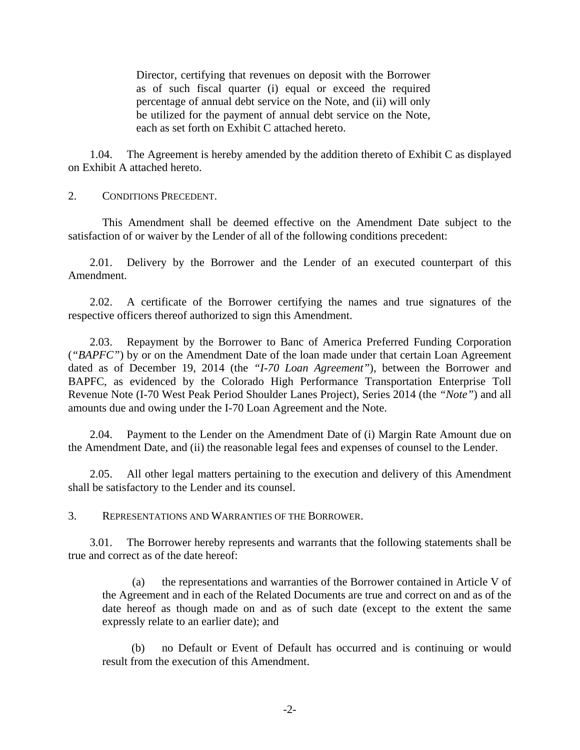Director, certifying that revenues on deposit with the Borrower as of such fiscal quarter (i) equal or exceed the required percentage of annual debt service on the Note, and (ii) will only be utilized for the payment of annual debt service on the Note, each as set forth on Exhibit C attached hereto.

1.04. The Agreement is hereby amended by the addition thereto of Exhibit C as displayed on Exhibit A attached hereto.

2. CONDITIONS PRECEDENT.

This Amendment shall be deemed effective on the Amendment Date subject to the satisfaction of or waiver by the Lender of all of the following conditions precedent:

2.01. Delivery by the Borrower and the Lender of an executed counterpart of this Amendment.

2.02. A certificate of the Borrower certifying the names and true signatures of the respective officers thereof authorized to sign this Amendment.

2.03. Repayment by the Borrower to Banc of America Preferred Funding Corporation (*"BAPFC"*) by or on the Amendment Date of the loan made under that certain Loan Agreement dated as of December 19, 2014 (the *"I-70 Loan Agreement"*), between the Borrower and BAPFC, as evidenced by the Colorado High Performance Transportation Enterprise Toll Revenue Note (I-70 West Peak Period Shoulder Lanes Project), Series 2014 (the *"Note"*) and all amounts due and owing under the I-70 Loan Agreement and the Note.

2.04. Payment to the Lender on the Amendment Date of (i) Margin Rate Amount due on the Amendment Date, and (ii) the reasonable legal fees and expenses of counsel to the Lender.

2.05. All other legal matters pertaining to the execution and delivery of this Amendment shall be satisfactory to the Lender and its counsel.

3. REPRESENTATIONS AND WARRANTIES OF THE BORROWER.

3.01. The Borrower hereby represents and warrants that the following statements shall be true and correct as of the date hereof:

(a) the representations and warranties of the Borrower contained in Article V of the Agreement and in each of the Related Documents are true and correct on and as of the date hereof as though made on and as of such date (except to the extent the same expressly relate to an earlier date); and

(b) no Default or Event of Default has occurred and is continuing or would result from the execution of this Amendment.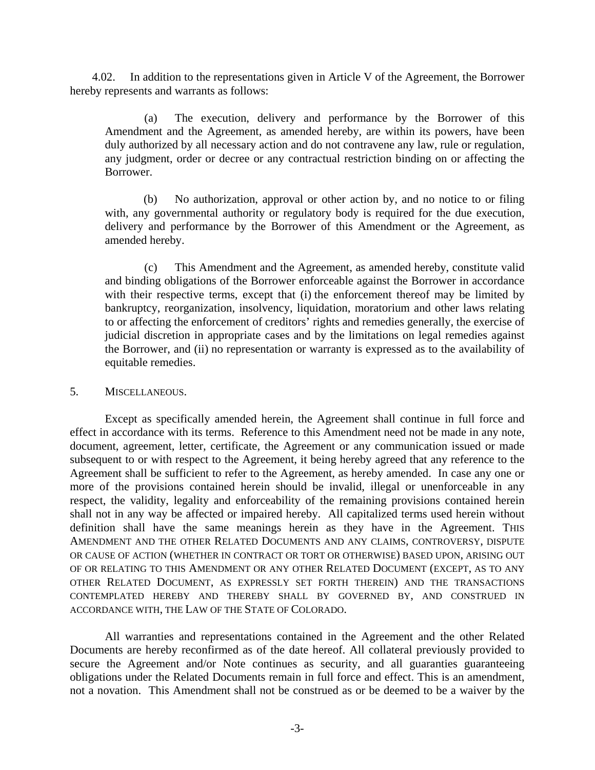4.02. In addition to the representations given in Article V of the Agreement, the Borrower hereby represents and warrants as follows:

(a) The execution, delivery and performance by the Borrower of this Amendment and the Agreement, as amended hereby, are within its powers, have been duly authorized by all necessary action and do not contravene any law, rule or regulation, any judgment, order or decree or any contractual restriction binding on or affecting the Borrower.

(b) No authorization, approval or other action by, and no notice to or filing with, any governmental authority or regulatory body is required for the due execution, delivery and performance by the Borrower of this Amendment or the Agreement, as amended hereby.

(c) This Amendment and the Agreement, as amended hereby, constitute valid and binding obligations of the Borrower enforceable against the Borrower in accordance with their respective terms, except that (i) the enforcement thereof may be limited by bankruptcy, reorganization, insolvency, liquidation, moratorium and other laws relating to or affecting the enforcement of creditors' rights and remedies generally, the exercise of judicial discretion in appropriate cases and by the limitations on legal remedies against the Borrower, and (ii) no representation or warranty is expressed as to the availability of equitable remedies.

5. MISCELLANEOUS.

Except as specifically amended herein, the Agreement shall continue in full force and effect in accordance with its terms. Reference to this Amendment need not be made in any note, document, agreement, letter, certificate, the Agreement or any communication issued or made subsequent to or with respect to the Agreement, it being hereby agreed that any reference to the Agreement shall be sufficient to refer to the Agreement, as hereby amended. In case any one or more of the provisions contained herein should be invalid, illegal or unenforceable in any respect, the validity, legality and enforceability of the remaining provisions contained herein shall not in any way be affected or impaired hereby. All capitalized terms used herein without definition shall have the same meanings herein as they have in the Agreement. THIS AMENDMENT AND THE OTHER RELATED DOCUMENTS AND ANY CLAIMS, CONTROVERSY, DISPUTE OR CAUSE OF ACTION (WHETHER IN CONTRACT OR TORT OR OTHERWISE) BASED UPON, ARISING OUT OF OR RELATING TO THIS AMENDMENT OR ANY OTHER RELATED DOCUMENT (EXCEPT, AS TO ANY OTHER RELATED DOCUMENT, AS EXPRESSLY SET FORTH THEREIN) AND THE TRANSACTIONS CONTEMPLATED HEREBY AND THEREBY SHALL BY GOVERNED BY, AND CONSTRUED IN ACCORDANCE WITH, THE LAW OF THE STATE OF COLORADO.

All warranties and representations contained in the Agreement and the other Related Documents are hereby reconfirmed as of the date hereof. All collateral previously provided to secure the Agreement and/or Note continues as security, and all guaranties guaranteeing obligations under the Related Documents remain in full force and effect. This is an amendment, not a novation. This Amendment shall not be construed as or be deemed to be a waiver by the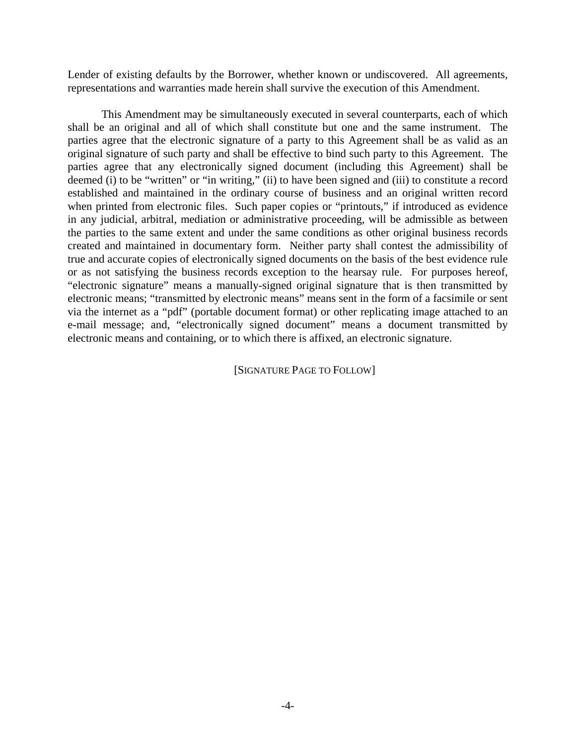Lender of existing defaults by the Borrower, whether known or undiscovered. All agreements, representations and warranties made herein shall survive the execution of this Amendment.

This Amendment may be simultaneously executed in several counterparts, each of which shall be an original and all of which shall constitute but one and the same instrument. The parties agree that the electronic signature of a party to this Agreement shall be as valid as an original signature of such party and shall be effective to bind such party to this Agreement. The parties agree that any electronically signed document (including this Agreement) shall be deemed (i) to be "written" or "in writing," (ii) to have been signed and (iii) to constitute a record established and maintained in the ordinary course of business and an original written record when printed from electronic files. Such paper copies or "printouts," if introduced as evidence in any judicial, arbitral, mediation or administrative proceeding, will be admissible as between the parties to the same extent and under the same conditions as other original business records created and maintained in documentary form. Neither party shall contest the admissibility of true and accurate copies of electronically signed documents on the basis of the best evidence rule or as not satisfying the business records exception to the hearsay rule. For purposes hereof, "electronic signature" means a manually-signed original signature that is then transmitted by electronic means; "transmitted by electronic means" means sent in the form of a facsimile or sent via the internet as a "pdf" (portable document format) or other replicating image attached to an e-mail message; and, "electronically signed document" means a document transmitted by electronic means and containing, or to which there is affixed, an electronic signature.

[SIGNATURE PAGE TO FOLLOW]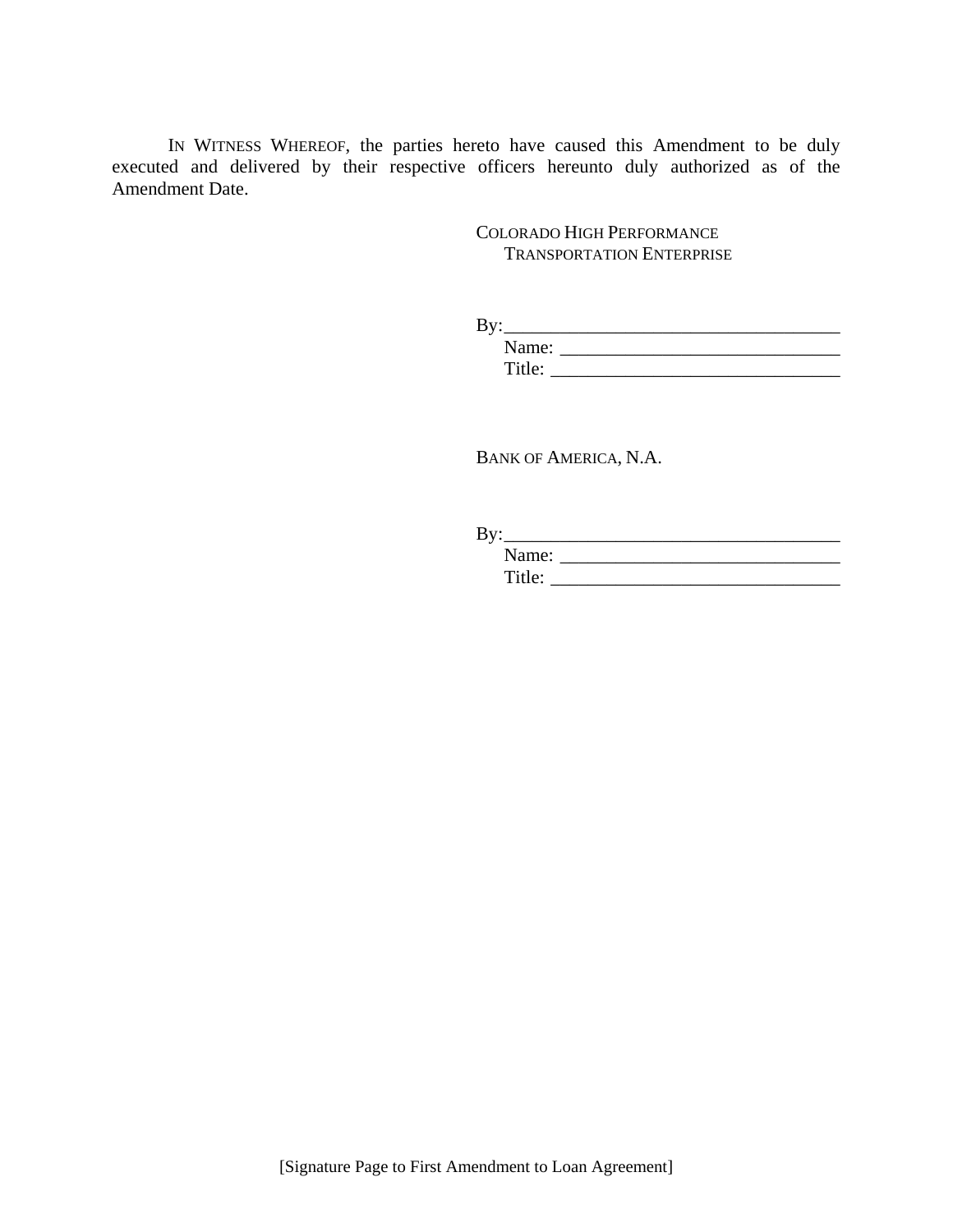IN WITNESS WHEREOF, the parties hereto have caused this Amendment to be duly executed and delivered by their respective officers hereunto duly authorized as of the Amendment Date.

COLORADO HIGH PERFORMANCE TRANSPORTATION ENTERPRISE

By:___________________________________
Name: ______________________________
Title: _______________________________

BANK OF AMERICA, N.A.

By:___________________________________
Name: ______________________________
Title: _______________________________

[Signature Page to First Amendment to Loan Agreement]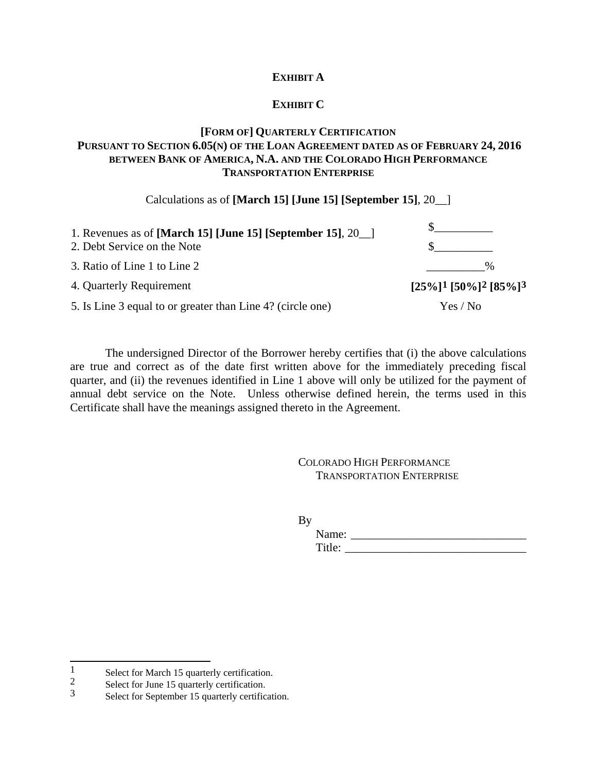**EXHIBIT A**

**EXHIBIT C**

**[FORM OF] QUARTERLY CERTIFICATION**
**PURSUANT TO SECTION 6.05(N) OF THE LOAN AGREEMENT DATED AS OF FEBRUARY 24, 2016 BETWEEN BANK OF AMERICA, N.A. AND THE COLORADO HIGH PERFORMANCE TRANSPORTATION ENTERPRISE**

Calculations as of **[March 15] [June 15] [September 15]**, 20__]

| | |
|---|---|
| 1. Revenues as of **[March 15] [June 15] [September 15]**, 20__] | $__________ |
| 2. Debt Service on the Note | $__________ |
| 3. Ratio of Line 1 to Line 2 | __________% |
| 4. Quarterly Requirement | **[25%][1] [50%][2] [85%][3]** |
| 5. Is Line 3 equal to or greater than Line 4? (circle one) | Yes / No |

The undersigned Director of the Borrower hereby certifies that (i) the above calculations are true and correct as of the date first written above for the immediately preceding fiscal quarter, and (ii) the revenues identified in Line 1 above will only be utilized for the payment of annual debt service on the Note. Unless otherwise defined herein, the terms used in this Certificate shall have the meanings assigned thereto in the Agreement.

COLORADO HIGH PERFORMANCE
TRANSPORTATION ENTERPRISE

By
Name: ______________________________
Title: ______________________________

---

1 Select for March 15 quarterly certification.
2 Select for June 15 quarterly certification.
3 Select for September 15 quarterly certification.